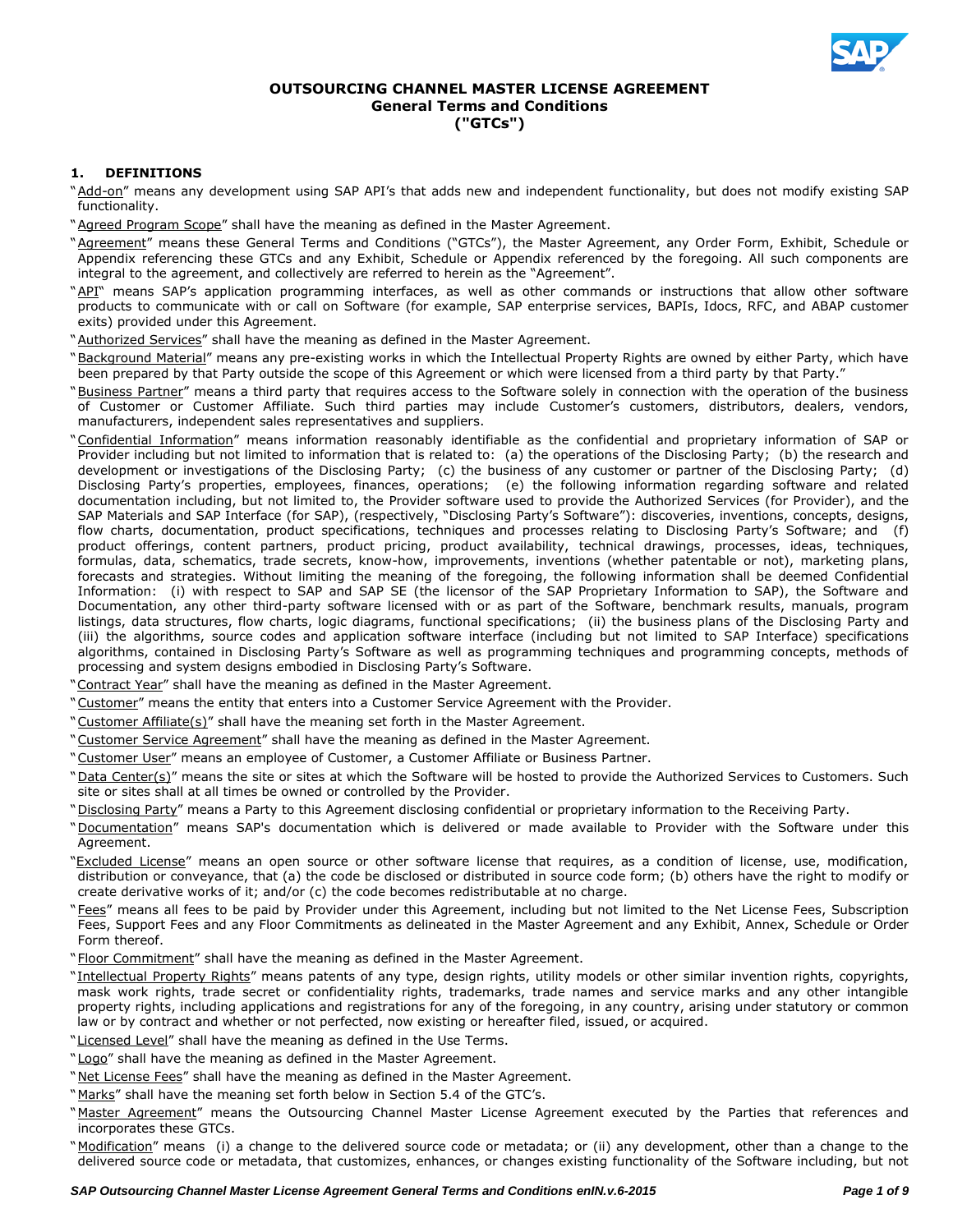**OUTSOURCING CHANNEL MASTER LICENSE AGREEMENT**
**General Terms and Conditions**
**("GTCs")**

## 1. DEFINITIONS

"Add-on" means any development using SAP API's that adds new and independent functionality, but does not modify existing SAP functionality.

"Agreed Program Scope" shall have the meaning as defined in the Master Agreement.

"Agreement" means these General Terms and Conditions ("GTCs"), the Master Agreement, any Order Form, Exhibit, Schedule or Appendix referencing these GTCs and any Exhibit, Schedule or Appendix referenced by the foregoing. All such components are integral to the agreement, and collectively are referred to herein as the "Agreement".

"API" means SAP's application programming interfaces, as well as other commands or instructions that allow other software products to communicate with or call on Software (for example, SAP enterprise services, BAPIs, Idocs, RFC, and ABAP customer exits) provided under this Agreement.

"Authorized Services" shall have the meaning as defined in the Master Agreement.

"Background Material" means any pre-existing works in which the Intellectual Property Rights are owned by either Party, which have been prepared by that Party outside the scope of this Agreement or which were licensed from a third party by that Party."

"Business Partner" means a third party that requires access to the Software solely in connection with the operation of the business of Customer or Customer Affiliate. Such third parties may include Customer's customers, distributors, dealers, vendors, manufacturers, independent sales representatives and suppliers.

"Confidential Information" means information reasonably identifiable as the confidential and proprietary information of SAP or Provider including but not limited to information that is related to: (a) the operations of the Disclosing Party; (b) the research and development or investigations of the Disclosing Party; (c) the business of any customer or partner of the Disclosing Party; (d) Disclosing Party's properties, employees, finances, operations; (e) the following information regarding software and related documentation including, but not limited to, the Provider software used to provide the Authorized Services (for Provider), and the SAP Materials and SAP Interface (for SAP), (respectively, "Disclosing Party's Software"): discoveries, inventions, concepts, designs, flow charts, documentation, product specifications, techniques and processes relating to Disclosing Party's Software; and (f) product offerings, content partners, product pricing, product availability, technical drawings, processes, ideas, techniques, formulas, data, schematics, trade secrets, know-how, improvements, inventions (whether patentable or not), marketing plans, forecasts and strategies. Without limiting the meaning of the foregoing, the following information shall be deemed Confidential Information: (i) with respect to SAP and SAP SE (the licensor of the SAP Proprietary Information to SAP), the Software and Documentation, any other third-party software licensed with or as part of the Software, benchmark results, manuals, program listings, data structures, flow charts, logic diagrams, functional specifications; (ii) the business plans of the Disclosing Party and (iii) the algorithms, source codes and application software interface (including but not limited to SAP Interface) specifications algorithms, contained in Disclosing Party's Software as well as programming techniques and programming concepts, methods of processing and system designs embodied in Disclosing Party's Software.

"Contract Year" shall have the meaning as defined in the Master Agreement.

"Customer" means the entity that enters into a Customer Service Agreement with the Provider.

"Customer Affiliate(s)" shall have the meaning set forth in the Master Agreement.

"Customer Service Agreement" shall have the meaning as defined in the Master Agreement.

"Customer User" means an employee of Customer, a Customer Affiliate or Business Partner.

"Data Center(s)" means the site or sites at which the Software will be hosted to provide the Authorized Services to Customers. Such site or sites shall at all times be owned or controlled by the Provider.

"Disclosing Party" means a Party to this Agreement disclosing confidential or proprietary information to the Receiving Party.

"Documentation" means SAP's documentation which is delivered or made available to Provider with the Software under this Agreement.

"Excluded License" means an open source or other software license that requires, as a condition of license, use, modification, distribution or conveyance, that (a) the code be disclosed or distributed in source code form; (b) others have the right to modify or create derivative works of it; and/or (c) the code becomes redistributable at no charge.

"Fees" means all fees to be paid by Provider under this Agreement, including but not limited to the Net License Fees, Subscription Fees, Support Fees and any Floor Commitments as delineated in the Master Agreement and any Exhibit, Annex, Schedule or Order Form thereof.

"Floor Commitment" shall have the meaning as defined in the Master Agreement.

"Intellectual Property Rights" means patents of any type, design rights, utility models or other similar invention rights, copyrights, mask work rights, trade secret or confidentiality rights, trademarks, trade names and service marks and any other intangible property rights, including applications and registrations for any of the foregoing, in any country, arising under statutory or common law or by contract and whether or not perfected, now existing or hereafter filed, issued, or acquired.

"Licensed Level" shall have the meaning as defined in the Use Terms.

"Logo" shall have the meaning as defined in the Master Agreement.

"Net License Fees" shall have the meaning as defined in the Master Agreement.

"Marks" shall have the meaning set forth below in Section 5.4 of the GTC's.

"Master Agreement" means the Outsourcing Channel Master License Agreement executed by the Parties that references and incorporates these GTCs.

"Modification" means (i) a change to the delivered source code or metadata; or (ii) any development, other than a change to the delivered source code or metadata, that customizes, enhances, or changes existing functionality of the Software including, but not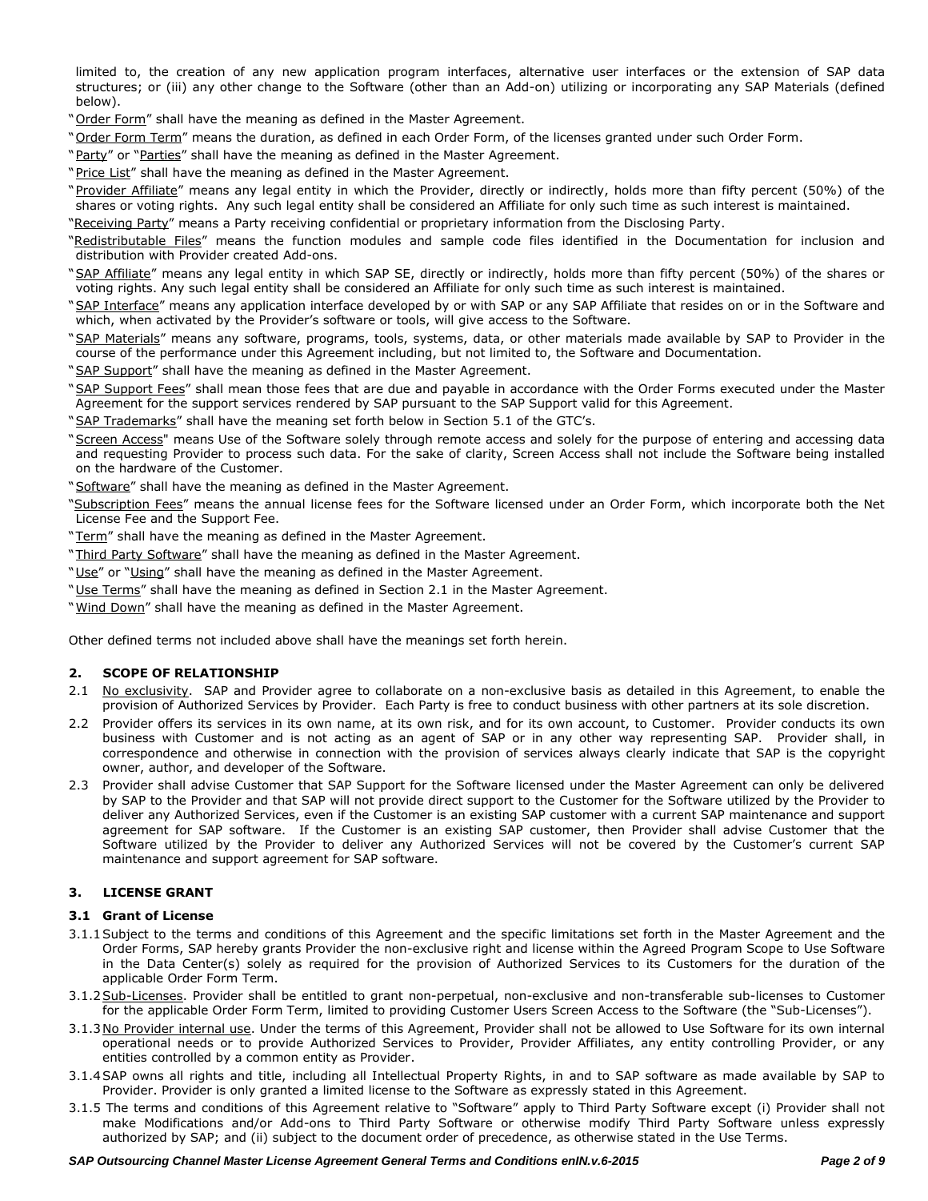limited to, the creation of any new application program interfaces, alternative user interfaces or the extension of SAP data structures; or (iii) any other change to the Software (other than an Add-on) utilizing or incorporating any SAP Materials (defined below).

"Order Form" shall have the meaning as defined in the Master Agreement.

"Order Form Term" means the duration, as defined in each Order Form, of the licenses granted under such Order Form.

"Party" or "Parties" shall have the meaning as defined in the Master Agreement.

"Price List" shall have the meaning as defined in the Master Agreement.

"Provider Affiliate" means any legal entity in which the Provider, directly or indirectly, holds more than fifty percent (50%) of the shares or voting rights. Any such legal entity shall be considered an Affiliate for only such time as such interest is maintained.

"Receiving Party" means a Party receiving confidential or proprietary information from the Disclosing Party.

"Redistributable Files" means the function modules and sample code files identified in the Documentation for inclusion and distribution with Provider created Add-ons.

"SAP Affiliate" means any legal entity in which SAP SE, directly or indirectly, holds more than fifty percent (50%) of the shares or voting rights. Any such legal entity shall be considered an Affiliate for only such time as such interest is maintained.

"SAP Interface" means any application interface developed by or with SAP or any SAP Affiliate that resides on or in the Software and which, when activated by the Provider's software or tools, will give access to the Software.

"SAP Materials" means any software, programs, tools, systems, data, or other materials made available by SAP to Provider in the course of the performance under this Agreement including, but not limited to, the Software and Documentation.

"SAP Support" shall have the meaning as defined in the Master Agreement.

"SAP Support Fees" shall mean those fees that are due and payable in accordance with the Order Forms executed under the Master Agreement for the support services rendered by SAP pursuant to the SAP Support valid for this Agreement.

"SAP Trademarks" shall have the meaning set forth below in Section 5.1 of the GTC's.

"Screen Access" means Use of the Software solely through remote access and solely for the purpose of entering and accessing data and requesting Provider to process such data. For the sake of clarity, Screen Access shall not include the Software being installed on the hardware of the Customer.

"Software" shall have the meaning as defined in the Master Agreement.

"Subscription Fees" means the annual license fees for the Software licensed under an Order Form, which incorporate both the Net License Fee and the Support Fee.

"Term" shall have the meaning as defined in the Master Agreement.

"Third Party Software" shall have the meaning as defined in the Master Agreement.

"Use" or "Using" shall have the meaning as defined in the Master Agreement.

"Use Terms" shall have the meaning as defined in Section 2.1 in the Master Agreement.

"Wind Down" shall have the meaning as defined in the Master Agreement.

Other defined terms not included above shall have the meanings set forth herein.

## 2. SCOPE OF RELATIONSHIP

2.1 No exclusivity. SAP and Provider agree to collaborate on a non-exclusive basis as detailed in this Agreement, to enable the provision of Authorized Services by Provider. Each Party is free to conduct business with other partners at its sole discretion.

2.2 Provider offers its services in its own name, at its own risk, and for its own account, to Customer. Provider conducts its own business with Customer and is not acting as an agent of SAP or in any other way representing SAP. Provider shall, in correspondence and otherwise in connection with the provision of services always clearly indicate that SAP is the copyright owner, author, and developer of the Software.

2.3 Provider shall advise Customer that SAP Support for the Software licensed under the Master Agreement can only be delivered by SAP to the Provider and that SAP will not provide direct support to the Customer for the Software utilized by the Provider to deliver any Authorized Services, even if the Customer is an existing SAP customer with a current SAP maintenance and support agreement for SAP software. If the Customer is an existing SAP customer, then Provider shall advise Customer that the Software utilized by the Provider to deliver any Authorized Services will not be covered by the Customer's current SAP maintenance and support agreement for SAP software.

## 3. LICENSE GRANT

### 3.1 Grant of License

3.1.1 Subject to the terms and conditions of this Agreement and the specific limitations set forth in the Master Agreement and the Order Forms, SAP hereby grants Provider the non-exclusive right and license within the Agreed Program Scope to Use Software in the Data Center(s) solely as required for the provision of Authorized Services to its Customers for the duration of the applicable Order Form Term.

3.1.2 Sub-Licenses. Provider shall be entitled to grant non-perpetual, non-exclusive and non-transferable sub-licenses to Customer for the applicable Order Form Term, limited to providing Customer Users Screen Access to the Software (the "Sub-Licenses").

3.1.3 No Provider internal use. Under the terms of this Agreement, Provider shall not be allowed to Use Software for its own internal operational needs or to provide Authorized Services to Provider, Provider Affiliates, any entity controlling Provider, or any entities controlled by a common entity as Provider.

3.1.4 SAP owns all rights and title, including all Intellectual Property Rights, in and to SAP software as made available by SAP to Provider. Provider is only granted a limited license to the Software as expressly stated in this Agreement.

3.1.5 The terms and conditions of this Agreement relative to "Software" apply to Third Party Software except (i) Provider shall not make Modifications and/or Add-ons to Third Party Software or otherwise modify Third Party Software unless expressly authorized by SAP; and (ii) subject to the document order of precedence, as otherwise stated in the Use Terms.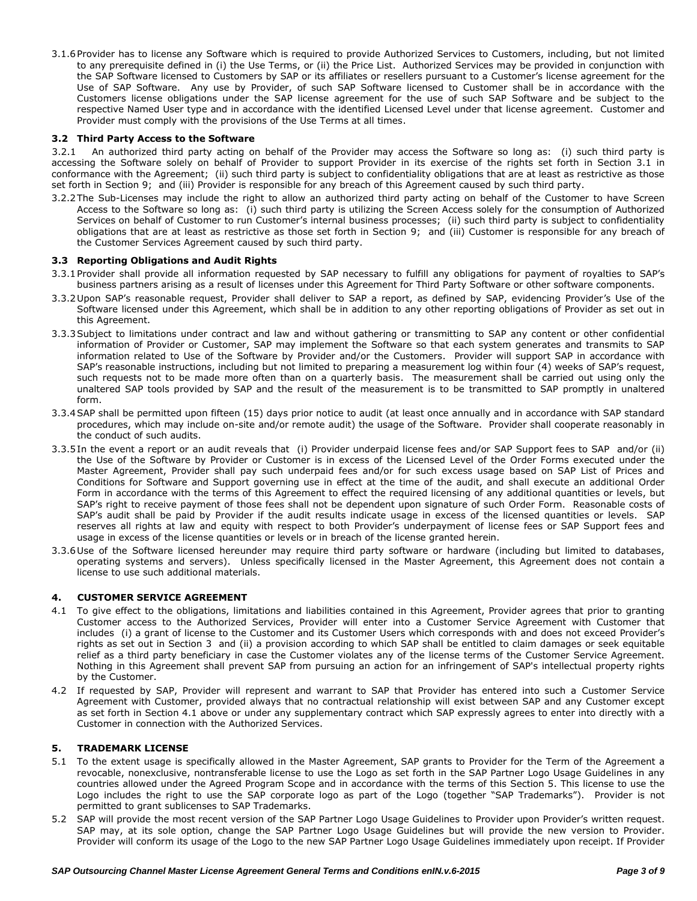3.1.6 Provider has to license any Software which is required to provide Authorized Services to Customers, including, but not limited to any prerequisite defined in (i) the Use Terms, or (ii) the Price List. Authorized Services may be provided in conjunction with the SAP Software licensed to Customers by SAP or its affiliates or resellers pursuant to a Customer's license agreement for the Use of SAP Software. Any use by Provider, of such SAP Software licensed to Customer shall be in accordance with the Customers license obligations under the SAP license agreement for the use of such SAP Software and be subject to the respective Named User type and in accordance with the identified Licensed Level under that license agreement. Customer and Provider must comply with the provisions of the Use Terms at all times.

### 3.2 Third Party Access to the Software

3.2.1 An authorized third party acting on behalf of the Provider may access the Software so long as: (i) such third party is accessing the Software solely on behalf of Provider to support Provider in its exercise of the rights set forth in Section 3.1 in conformance with the Agreement; (ii) such third party is subject to confidentiality obligations that are at least as restrictive as those set forth in Section 9; and (iii) Provider is responsible for any breach of this Agreement caused by such third party.

3.2.2 The Sub-Licenses may include the right to allow an authorized third party acting on behalf of the Customer to have Screen Access to the Software so long as: (i) such third party is utilizing the Screen Access solely for the consumption of Authorized Services on behalf of Customer to run Customer's internal business processes; (ii) such third party is subject to confidentiality obligations that are at least as restrictive as those set forth in Section 9; and (iii) Customer is responsible for any breach of the Customer Services Agreement caused by such third party.

### 3.3 Reporting Obligations and Audit Rights

3.3.1 Provider shall provide all information requested by SAP necessary to fulfill any obligations for payment of royalties to SAP's business partners arising as a result of licenses under this Agreement for Third Party Software or other software components.

3.3.2 Upon SAP's reasonable request, Provider shall deliver to SAP a report, as defined by SAP, evidencing Provider's Use of the Software licensed under this Agreement, which shall be in addition to any other reporting obligations of Provider as set out in this Agreement.

3.3.3 Subject to limitations under contract and law and without gathering or transmitting to SAP any content or other confidential information of Provider or Customer, SAP may implement the Software so that each system generates and transmits to SAP information related to Use of the Software by Provider and/or the Customers. Provider will support SAP in accordance with SAP's reasonable instructions, including but not limited to preparing a measurement log within four (4) weeks of SAP's request, such requests not to be made more often than on a quarterly basis. The measurement shall be carried out using only the unaltered SAP tools provided by SAP and the result of the measurement is to be transmitted to SAP promptly in unaltered form.

3.3.4 SAP shall be permitted upon fifteen (15) days prior notice to audit (at least once annually and in accordance with SAP standard procedures, which may include on-site and/or remote audit) the usage of the Software. Provider shall cooperate reasonably in the conduct of such audits.

3.3.5 In the event a report or an audit reveals that (i) Provider underpaid license fees and/or SAP Support fees to SAP and/or (ii) the Use of the Software by Provider or Customer is in excess of the Licensed Level of the Order Forms executed under the Master Agreement, Provider shall pay such underpaid fees and/or for such excess usage based on SAP List of Prices and Conditions for Software and Support governing use in effect at the time of the audit, and shall execute an additional Order Form in accordance with the terms of this Agreement to effect the required licensing of any additional quantities or levels, but SAP's right to receive payment of those fees shall not be dependent upon signature of such Order Form. Reasonable costs of SAP's audit shall be paid by Provider if the audit results indicate usage in excess of the licensed quantities or levels. SAP reserves all rights at law and equity with respect to both Provider's underpayment of license fees or SAP Support fees and usage in excess of the license quantities or levels or in breach of the license granted herein.

3.3.6 Use of the Software licensed hereunder may require third party software or hardware (including but limited to databases, operating systems and servers). Unless specifically licensed in the Master Agreement, this Agreement does not contain a license to use such additional materials.

## 4. CUSTOMER SERVICE AGREEMENT

4.1 To give effect to the obligations, limitations and liabilities contained in this Agreement, Provider agrees that prior to granting Customer access to the Authorized Services, Provider will enter into a Customer Service Agreement with Customer that includes (i) a grant of license to the Customer and its Customer Users which corresponds with and does not exceed Provider's rights as set out in Section 3 and (ii) a provision according to which SAP shall be entitled to claim damages or seek equitable relief as a third party beneficiary in case the Customer violates any of the license terms of the Customer Service Agreement. Nothing in this Agreement shall prevent SAP from pursuing an action for an infringement of SAP's intellectual property rights by the Customer.

4.2 If requested by SAP, Provider will represent and warrant to SAP that Provider has entered into such a Customer Service Agreement with Customer, provided always that no contractual relationship will exist between SAP and any Customer except as set forth in Section 4.1 above or under any supplementary contract which SAP expressly agrees to enter into directly with a Customer in connection with the Authorized Services.

## 5. TRADEMARK LICENSE

5.1 To the extent usage is specifically allowed in the Master Agreement, SAP grants to Provider for the Term of the Agreement a revocable, nonexclusive, nontransferable license to use the Logo as set forth in the SAP Partner Logo Usage Guidelines in any countries allowed under the Agreed Program Scope and in accordance with the terms of this Section 5. This license to use the Logo includes the right to use the SAP corporate logo as part of the Logo (together "SAP Trademarks"). Provider is not permitted to grant sublicenses to SAP Trademarks.

5.2 SAP will provide the most recent version of the SAP Partner Logo Usage Guidelines to Provider upon Provider's written request. SAP may, at its sole option, change the SAP Partner Logo Usage Guidelines but will provide the new version to Provider. Provider will conform its usage of the Logo to the new SAP Partner Logo Usage Guidelines immediately upon receipt. If Provider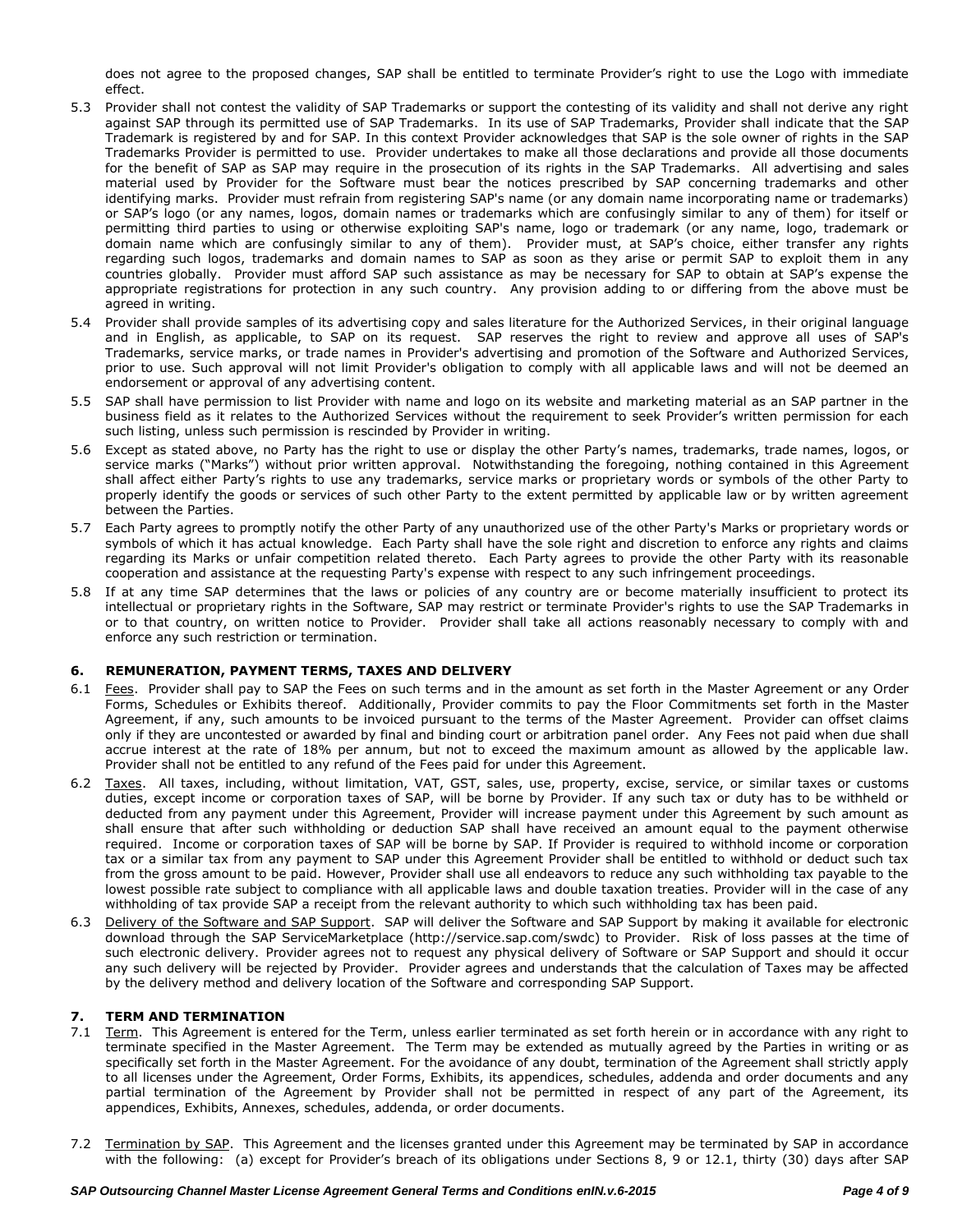does not agree to the proposed changes, SAP shall be entitled to terminate Provider's right to use the Logo with immediate effect.

5.3 Provider shall not contest the validity of SAP Trademarks or support the contesting of its validity and shall not derive any right against SAP through its permitted use of SAP Trademarks. In its use of SAP Trademarks, Provider shall indicate that the SAP Trademark is registered by and for SAP. In this context Provider acknowledges that SAP is the sole owner of rights in the SAP Trademarks Provider is permitted to use. Provider undertakes to make all those declarations and provide all those documents for the benefit of SAP as SAP may require in the prosecution of its rights in the SAP Trademarks. All advertising and sales material used by Provider for the Software must bear the notices prescribed by SAP concerning trademarks and other identifying marks. Provider must refrain from registering SAP's name (or any domain name incorporating name or trademarks) or SAP's logo (or any names, logos, domain names or trademarks which are confusingly similar to any of them) for itself or permitting third parties to using or otherwise exploiting SAP's name, logo or trademark (or any name, logo, trademark or domain name which are confusingly similar to any of them). Provider must, at SAP's choice, either transfer any rights regarding such logos, trademarks and domain names to SAP as soon as they arise or permit SAP to exploit them in any countries globally. Provider must afford SAP such assistance as may be necessary for SAP to obtain at SAP's expense the appropriate registrations for protection in any such country. Any provision adding to or differing from the above must be agreed in writing.

5.4 Provider shall provide samples of its advertising copy and sales literature for the Authorized Services, in their original language and in English, as applicable, to SAP on its request. SAP reserves the right to review and approve all uses of SAP's Trademarks, service marks, or trade names in Provider's advertising and promotion of the Software and Authorized Services, prior to use. Such approval will not limit Provider's obligation to comply with all applicable laws and will not be deemed an endorsement or approval of any advertising content.

5.5 SAP shall have permission to list Provider with name and logo on its website and marketing material as an SAP partner in the business field as it relates to the Authorized Services without the requirement to seek Provider's written permission for each such listing, unless such permission is rescinded by Provider in writing.

5.6 Except as stated above, no Party has the right to use or display the other Party's names, trademarks, trade names, logos, or service marks ("Marks") without prior written approval. Notwithstanding the foregoing, nothing contained in this Agreement shall affect either Party's rights to use any trademarks, service marks or proprietary words or symbols of the other Party to properly identify the goods or services of such other Party to the extent permitted by applicable law or by written agreement between the Parties.

5.7 Each Party agrees to promptly notify the other Party of any unauthorized use of the other Party's Marks or proprietary words or symbols of which it has actual knowledge. Each Party shall have the sole right and discretion to enforce any rights and claims regarding its Marks or unfair competition related thereto. Each Party agrees to provide the other Party with its reasonable cooperation and assistance at the requesting Party's expense with respect to any such infringement proceedings.

5.8 If at any time SAP determines that the laws or policies of any country are or become materially insufficient to protect its intellectual or proprietary rights in the Software, SAP may restrict or terminate Provider's rights to use the SAP Trademarks in or to that country, on written notice to Provider. Provider shall take all actions reasonably necessary to comply with and enforce any such restriction or termination.

## 6. REMUNERATION, PAYMENT TERMS, TAXES AND DELIVERY

6.1 Fees. Provider shall pay to SAP the Fees on such terms and in the amount as set forth in the Master Agreement or any Order Forms, Schedules or Exhibits thereof. Additionally, Provider commits to pay the Floor Commitments set forth in the Master Agreement, if any, such amounts to be invoiced pursuant to the terms of the Master Agreement. Provider can offset claims only if they are uncontested or awarded by final and binding court or arbitration panel order. Any Fees not paid when due shall accrue interest at the rate of 18% per annum, but not to exceed the maximum amount as allowed by the applicable law. Provider shall not be entitled to any refund of the Fees paid for under this Agreement.

6.2 Taxes. All taxes, including, without limitation, VAT, GST, sales, use, property, excise, service, or similar taxes or customs duties, except income or corporation taxes of SAP, will be borne by Provider. If any such tax or duty has to be withheld or deducted from any payment under this Agreement, Provider will increase payment under this Agreement by such amount as shall ensure that after such withholding or deduction SAP shall have received an amount equal to the payment otherwise required. Income or corporation taxes of SAP will be borne by SAP. If Provider is required to withhold income or corporation tax or a similar tax from any payment to SAP under this Agreement Provider shall be entitled to withhold or deduct such tax from the gross amount to be paid. However, Provider shall use all endeavors to reduce any such withholding tax payable to the lowest possible rate subject to compliance with all applicable laws and double taxation treaties. Provider will in the case of any withholding of tax provide SAP a receipt from the relevant authority to which such withholding tax has been paid.

6.3 Delivery of the Software and SAP Support. SAP will deliver the Software and SAP Support by making it available for electronic download through the SAP ServiceMarketplace (http://service.sap.com/swdc) to Provider. Risk of loss passes at the time of such electronic delivery. Provider agrees not to request any physical delivery of Software or SAP Support and should it occur any such delivery will be rejected by Provider. Provider agrees and understands that the calculation of Taxes may be affected by the delivery method and delivery location of the Software and corresponding SAP Support.

## 7. TERM AND TERMINATION

7.1 Term. This Agreement is entered for the Term, unless earlier terminated as set forth herein or in accordance with any right to terminate specified in the Master Agreement. The Term may be extended as mutually agreed by the Parties in writing or as specifically set forth in the Master Agreement. For the avoidance of any doubt, termination of the Agreement shall strictly apply to all licenses under the Agreement, Order Forms, Exhibits, its appendices, schedules, addenda and order documents and any partial termination of the Agreement by Provider shall not be permitted in respect of any part of the Agreement, its appendices, Exhibits, Annexes, schedules, addenda, or order documents.

7.2 Termination by SAP. This Agreement and the licenses granted under this Agreement may be terminated by SAP in accordance with the following: (a) except for Provider's breach of its obligations under Sections 8, 9 or 12.1, thirty (30) days after SAP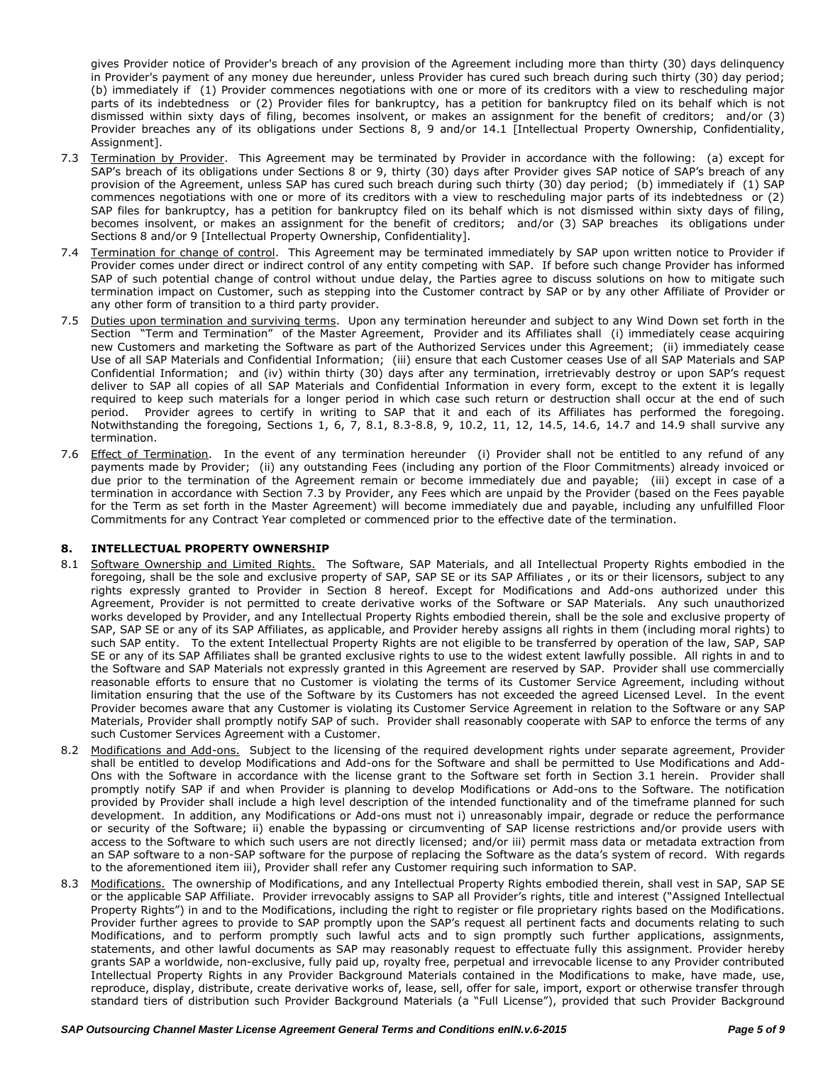gives Provider notice of Provider's breach of any provision of the Agreement including more than thirty (30) days delinquency in Provider's payment of any money due hereunder, unless Provider has cured such breach during such thirty (30) day period; (b) immediately if (1) Provider commences negotiations with one or more of its creditors with a view to rescheduling major parts of its indebtedness or (2) Provider files for bankruptcy, has a petition for bankruptcy filed on its behalf which is not dismissed within sixty days of filing, becomes insolvent, or makes an assignment for the benefit of creditors; and/or (3) Provider breaches any of its obligations under Sections 8, 9 and/or 14.1 [Intellectual Property Ownership, Confidentiality, Assignment].

7.3 Termination by Provider. This Agreement may be terminated by Provider in accordance with the following: (a) except for SAP's breach of its obligations under Sections 8 or 9, thirty (30) days after Provider gives SAP notice of SAP's breach of any provision of the Agreement, unless SAP has cured such breach during such thirty (30) day period; (b) immediately if (1) SAP commences negotiations with one or more of its creditors with a view to rescheduling major parts of its indebtedness or (2) SAP files for bankruptcy, has a petition for bankruptcy filed on its behalf which is not dismissed within sixty days of filing, becomes insolvent, or makes an assignment for the benefit of creditors; and/or (3) SAP breaches its obligations under Sections 8 and/or 9 [Intellectual Property Ownership, Confidentiality].

7.4 Termination for change of control. This Agreement may be terminated immediately by SAP upon written notice to Provider if Provider comes under direct or indirect control of any entity competing with SAP. If before such change Provider has informed SAP of such potential change of control without undue delay, the Parties agree to discuss solutions on how to mitigate such termination impact on Customer, such as stepping into the Customer contract by SAP or by any other Affiliate of Provider or any other form of transition to a third party provider.

7.5 Duties upon termination and surviving terms. Upon any termination hereunder and subject to any Wind Down set forth in the Section "Term and Termination" of the Master Agreement, Provider and its Affiliates shall (i) immediately cease acquiring new Customers and marketing the Software as part of the Authorized Services under this Agreement; (ii) immediately cease Use of all SAP Materials and Confidential Information; (iii) ensure that each Customer ceases Use of all SAP Materials and SAP Confidential Information; and (iv) within thirty (30) days after any termination, irretrievably destroy or upon SAP's request deliver to SAP all copies of all SAP Materials and Confidential Information in every form, except to the extent it is legally required to keep such materials for a longer period in which case such return or destruction shall occur at the end of such period. Provider agrees to certify in writing to SAP that it and each of its Affiliates has performed the foregoing. Notwithstanding the foregoing, Sections 1, 6, 7, 8.1, 8.3-8.8, 9, 10.2, 11, 12, 14.5, 14.6, 14.7 and 14.9 shall survive any termination.

7.6 Effect of Termination. In the event of any termination hereunder (i) Provider shall not be entitled to any refund of any payments made by Provider; (ii) any outstanding Fees (including any portion of the Floor Commitments) already invoiced or due prior to the termination of the Agreement remain or become immediately due and payable; (iii) except in case of a termination in accordance with Section 7.3 by Provider, any Fees which are unpaid by the Provider (based on the Fees payable for the Term as set forth in the Master Agreement) will become immediately due and payable, including any unfulfilled Floor Commitments for any Contract Year completed or commenced prior to the effective date of the termination.

## 8. INTELLECTUAL PROPERTY OWNERSHIP

8.1 Software Ownership and Limited Rights. The Software, SAP Materials, and all Intellectual Property Rights embodied in the foregoing, shall be the sole and exclusive property of SAP, SAP SE or its SAP Affiliates , or its or their licensors, subject to any rights expressly granted to Provider in Section 8 hereof. Except for Modifications and Add-ons authorized under this Agreement, Provider is not permitted to create derivative works of the Software or SAP Materials. Any such unauthorized works developed by Provider, and any Intellectual Property Rights embodied therein, shall be the sole and exclusive property of SAP, SAP SE or any of its SAP Affiliates, as applicable, and Provider hereby assigns all rights in them (including moral rights) to such SAP entity. To the extent Intellectual Property Rights are not eligible to be transferred by operation of the law, SAP, SAP SE or any of its SAP Affiliates shall be granted exclusive rights to use to the widest extent lawfully possible. All rights in and to the Software and SAP Materials not expressly granted in this Agreement are reserved by SAP. Provider shall use commercially reasonable efforts to ensure that no Customer is violating the terms of its Customer Service Agreement, including without limitation ensuring that the use of the Software by its Customers has not exceeded the agreed Licensed Level. In the event Provider becomes aware that any Customer is violating its Customer Service Agreement in relation to the Software or any SAP Materials, Provider shall promptly notify SAP of such. Provider shall reasonably cooperate with SAP to enforce the terms of any such Customer Services Agreement with a Customer.

8.2 Modifications and Add-ons. Subject to the licensing of the required development rights under separate agreement, Provider shall be entitled to develop Modifications and Add-ons for the Software and shall be permitted to Use Modifications and Add-Ons with the Software in accordance with the license grant to the Software set forth in Section 3.1 herein. Provider shall promptly notify SAP if and when Provider is planning to develop Modifications or Add-ons to the Software. The notification provided by Provider shall include a high level description of the intended functionality and of the timeframe planned for such development. In addition, any Modifications or Add-ons must not i) unreasonably impair, degrade or reduce the performance or security of the Software; ii) enable the bypassing or circumventing of SAP license restrictions and/or provide users with access to the Software to which such users are not directly licensed; and/or iii) permit mass data or metadata extraction from an SAP software to a non-SAP software for the purpose of replacing the Software as the data's system of record. With regards to the aforementioned item iii), Provider shall refer any Customer requiring such information to SAP.

8.3 Modifications. The ownership of Modifications, and any Intellectual Property Rights embodied therein, shall vest in SAP, SAP SE or the applicable SAP Affiliate. Provider irrevocably assigns to SAP all Provider's rights, title and interest ("Assigned Intellectual Property Rights") in and to the Modifications, including the right to register or file proprietary rights based on the Modifications. Provider further agrees to provide to SAP promptly upon the SAP's request all pertinent facts and documents relating to such Modifications, and to perform promptly such lawful acts and to sign promptly such further applications, assignments, statements, and other lawful documents as SAP may reasonably request to effectuate fully this assignment. Provider hereby grants SAP a worldwide, non-exclusive, fully paid up, royalty free, perpetual and irrevocable license to any Provider contributed Intellectual Property Rights in any Provider Background Materials contained in the Modifications to make, have made, use, reproduce, display, distribute, create derivative works of, lease, sell, offer for sale, import, export or otherwise transfer through standard tiers of distribution such Provider Background Materials (a "Full License"), provided that such Provider Background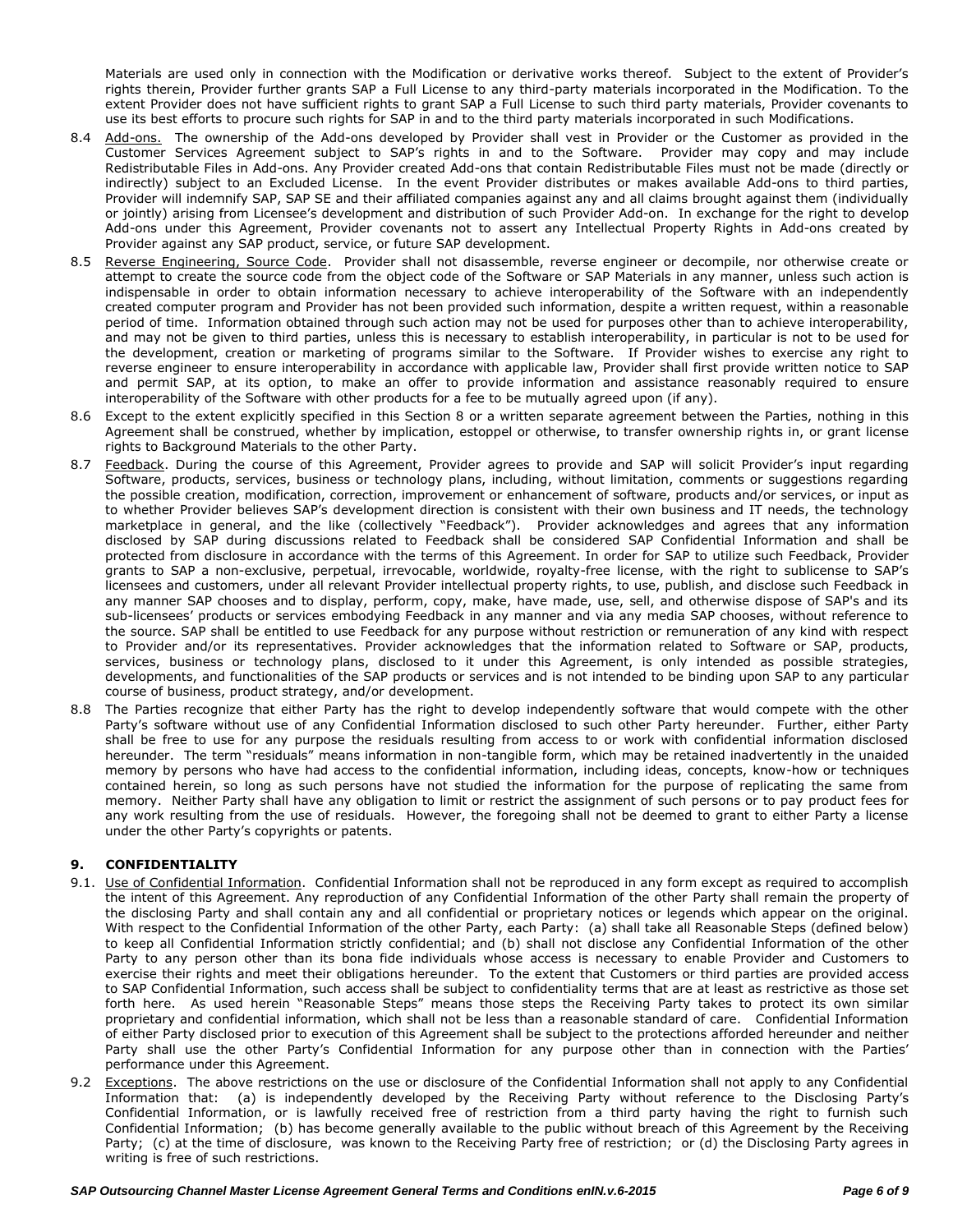Materials are used only in connection with the Modification or derivative works thereof. Subject to the extent of Provider's rights therein, Provider further grants SAP a Full License to any third-party materials incorporated in the Modification. To the extent Provider does not have sufficient rights to grant SAP a Full License to such third party materials, Provider covenants to use its best efforts to procure such rights for SAP in and to the third party materials incorporated in such Modifications.

8.4 Add-ons. The ownership of the Add-ons developed by Provider shall vest in Provider or the Customer as provided in the Customer Services Agreement subject to SAP's rights in and to the Software. Provider may copy and may include Redistributable Files in Add-ons. Any Provider created Add-ons that contain Redistributable Files must not be made (directly or indirectly) subject to an Excluded License. In the event Provider distributes or makes available Add-ons to third parties, Provider will indemnify SAP, SAP SE and their affiliated companies against any and all claims brought against them (individually or jointly) arising from Licensee's development and distribution of such Provider Add-on. In exchange for the right to develop Add-ons under this Agreement, Provider covenants not to assert any Intellectual Property Rights in Add-ons created by Provider against any SAP product, service, or future SAP development.

8.5 Reverse Engineering, Source Code. Provider shall not disassemble, reverse engineer or decompile, nor otherwise create or attempt to create the source code from the object code of the Software or SAP Materials in any manner, unless such action is indispensable in order to obtain information necessary to achieve interoperability of the Software with an independently created computer program and Provider has not been provided such information, despite a written request, within a reasonable period of time. Information obtained through such action may not be used for purposes other than to achieve interoperability, and may not be given to third parties, unless this is necessary to establish interoperability, in particular is not to be used for the development, creation or marketing of programs similar to the Software. If Provider wishes to exercise any right to reverse engineer to ensure interoperability in accordance with applicable law, Provider shall first provide written notice to SAP and permit SAP, at its option, to make an offer to provide information and assistance reasonably required to ensure interoperability of the Software with other products for a fee to be mutually agreed upon (if any).

8.6 Except to the extent explicitly specified in this Section 8 or a written separate agreement between the Parties, nothing in this Agreement shall be construed, whether by implication, estoppel or otherwise, to transfer ownership rights in, or grant license rights to Background Materials to the other Party.

8.7 Feedback. During the course of this Agreement, Provider agrees to provide and SAP will solicit Provider's input regarding Software, products, services, business or technology plans, including, without limitation, comments or suggestions regarding the possible creation, modification, correction, improvement or enhancement of software, products and/or services, or input as to whether Provider believes SAP's development direction is consistent with their own business and IT needs, the technology marketplace in general, and the like (collectively "Feedback"). Provider acknowledges and agrees that any information disclosed by SAP during discussions related to Feedback shall be considered SAP Confidential Information and shall be protected from disclosure in accordance with the terms of this Agreement. In order for SAP to utilize such Feedback, Provider grants to SAP a non-exclusive, perpetual, irrevocable, worldwide, royalty-free license, with the right to sublicense to SAP's licensees and customers, under all relevant Provider intellectual property rights, to use, publish, and disclose such Feedback in any manner SAP chooses and to display, perform, copy, make, have made, use, sell, and otherwise dispose of SAP's and its sub-licensees' products or services embodying Feedback in any manner and via any media SAP chooses, without reference to the source. SAP shall be entitled to use Feedback for any purpose without restriction or remuneration of any kind with respect to Provider and/or its representatives. Provider acknowledges that the information related to Software or SAP, products, services, business or technology plans, disclosed to it under this Agreement, is only intended as possible strategies, developments, and functionalities of the SAP products or services and is not intended to be binding upon SAP to any particular course of business, product strategy, and/or development.

8.8 The Parties recognize that either Party has the right to develop independently software that would compete with the other Party's software without use of any Confidential Information disclosed to such other Party hereunder. Further, either Party shall be free to use for any purpose the residuals resulting from access to or work with confidential information disclosed hereunder. The term "residuals" means information in non-tangible form, which may be retained inadvertently in the unaided memory by persons who have had access to the confidential information, including ideas, concepts, know-how or techniques contained herein, so long as such persons have not studied the information for the purpose of replicating the same from memory. Neither Party shall have any obligation to limit or restrict the assignment of such persons or to pay product fees for any work resulting from the use of residuals. However, the foregoing shall not be deemed to grant to either Party a license under the other Party's copyrights or patents.

## 9. CONFIDENTIALITY

9.1. Use of Confidential Information. Confidential Information shall not be reproduced in any form except as required to accomplish the intent of this Agreement. Any reproduction of any Confidential Information of the other Party shall remain the property of the disclosing Party and shall contain any and all confidential or proprietary notices or legends which appear on the original. With respect to the Confidential Information of the other Party, each Party: (a) shall take all Reasonable Steps (defined below) to keep all Confidential Information strictly confidential; and (b) shall not disclose any Confidential Information of the other Party to any person other than its bona fide individuals whose access is necessary to enable Provider and Customers to exercise their rights and meet their obligations hereunder. To the extent that Customers or third parties are provided access to SAP Confidential Information, such access shall be subject to confidentiality terms that are at least as restrictive as those set forth here. As used herein "Reasonable Steps" means those steps the Receiving Party takes to protect its own similar proprietary and confidential information, which shall not be less than a reasonable standard of care. Confidential Information of either Party disclosed prior to execution of this Agreement shall be subject to the protections afforded hereunder and neither Party shall use the other Party's Confidential Information for any purpose other than in connection with the Parties' performance under this Agreement.

9.2 Exceptions. The above restrictions on the use or disclosure of the Confidential Information shall not apply to any Confidential Information that: (a) is independently developed by the Receiving Party without reference to the Disclosing Party's Confidential Information, or is lawfully received free of restriction from a third party having the right to furnish such Confidential Information; (b) has become generally available to the public without breach of this Agreement by the Receiving Party; (c) at the time of disclosure, was known to the Receiving Party free of restriction; or (d) the Disclosing Party agrees in writing is free of such restrictions.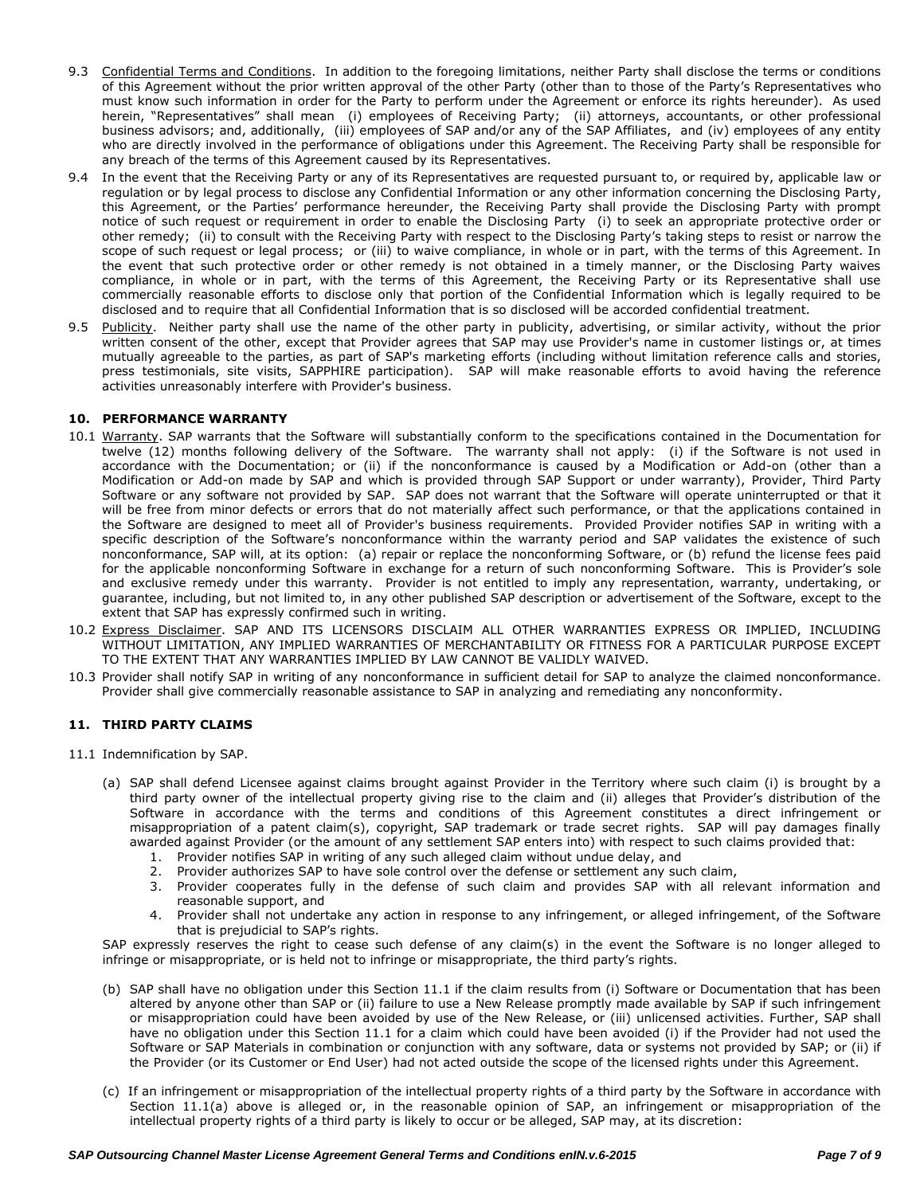9.3 Confidential Terms and Conditions. In addition to the foregoing limitations, neither Party shall disclose the terms or conditions of this Agreement without the prior written approval of the other Party (other than to those of the Party's Representatives who must know such information in order for the Party to perform under the Agreement or enforce its rights hereunder). As used herein, "Representatives" shall mean (i) employees of Receiving Party; (ii) attorneys, accountants, or other professional business advisors; and, additionally, (iii) employees of SAP and/or any of the SAP Affiliates, and (iv) employees of any entity who are directly involved in the performance of obligations under this Agreement. The Receiving Party shall be responsible for any breach of the terms of this Agreement caused by its Representatives.

9.4 In the event that the Receiving Party or any of its Representatives are requested pursuant to, or required by, applicable law or regulation or by legal process to disclose any Confidential Information or any other information concerning the Disclosing Party, this Agreement, or the Parties' performance hereunder, the Receiving Party shall provide the Disclosing Party with prompt notice of such request or requirement in order to enable the Disclosing Party (i) to seek an appropriate protective order or other remedy; (ii) to consult with the Receiving Party with respect to the Disclosing Party's taking steps to resist or narrow the scope of such request or legal process; or (iii) to waive compliance, in whole or in part, with the terms of this Agreement. In the event that such protective order or other remedy is not obtained in a timely manner, or the Disclosing Party waives compliance, in whole or in part, with the terms of this Agreement, the Receiving Party or its Representative shall use commercially reasonable efforts to disclose only that portion of the Confidential Information which is legally required to be disclosed and to require that all Confidential Information that is so disclosed will be accorded confidential treatment.

9.5 Publicity. Neither party shall use the name of the other party in publicity, advertising, or similar activity, without the prior written consent of the other, except that Provider agrees that SAP may use Provider's name in customer listings or, at times mutually agreeable to the parties, as part of SAP's marketing efforts (including without limitation reference calls and stories, press testimonials, site visits, SAPPHIRE participation). SAP will make reasonable efforts to avoid having the reference activities unreasonably interfere with Provider's business.

## 10. PERFORMANCE WARRANTY

10.1 Warranty. SAP warrants that the Software will substantially conform to the specifications contained in the Documentation for twelve (12) months following delivery of the Software. The warranty shall not apply: (i) if the Software is not used in accordance with the Documentation; or (ii) if the nonconformance is caused by a Modification or Add-on (other than a Modification or Add-on made by SAP and which is provided through SAP Support or under warranty), Provider, Third Party Software or any software not provided by SAP. SAP does not warrant that the Software will operate uninterrupted or that it will be free from minor defects or errors that do not materially affect such performance, or that the applications contained in the Software are designed to meet all of Provider's business requirements. Provided Provider notifies SAP in writing with a specific description of the Software's nonconformance within the warranty period and SAP validates the existence of such nonconformance, SAP will, at its option: (a) repair or replace the nonconforming Software, or (b) refund the license fees paid for the applicable nonconforming Software in exchange for a return of such nonconforming Software. This is Provider's sole and exclusive remedy under this warranty. Provider is not entitled to imply any representation, warranty, undertaking, or guarantee, including, but not limited to, in any other published SAP description or advertisement of the Software, except to the extent that SAP has expressly confirmed such in writing.

10.2 Express Disclaimer. SAP AND ITS LICENSORS DISCLAIM ALL OTHER WARRANTIES EXPRESS OR IMPLIED, INCLUDING WITHOUT LIMITATION, ANY IMPLIED WARRANTIES OF MERCHANTABILITY OR FITNESS FOR A PARTICULAR PURPOSE EXCEPT TO THE EXTENT THAT ANY WARRANTIES IMPLIED BY LAW CANNOT BE VALIDLY WAIVED.

10.3 Provider shall notify SAP in writing of any nonconformance in sufficient detail for SAP to analyze the claimed nonconformance. Provider shall give commercially reasonable assistance to SAP in analyzing and remediating any nonconformity.

## 11. THIRD PARTY CLAIMS

11.1 Indemnification by SAP.

(a) SAP shall defend Licensee against claims brought against Provider in the Territory where such claim (i) is brought by a third party owner of the intellectual property giving rise to the claim and (ii) alleges that Provider's distribution of the Software in accordance with the terms and conditions of this Agreement constitutes a direct infringement or misappropriation of a patent claim(s), copyright, SAP trademark or trade secret rights. SAP will pay damages finally awarded against Provider (or the amount of any settlement SAP enters into) with respect to such claims provided that:

1. Provider notifies SAP in writing of any such alleged claim without undue delay, and
2. Provider authorizes SAP to have sole control over the defense or settlement any such claim,
3. Provider cooperates fully in the defense of such claim and provides SAP with all relevant information and reasonable support, and
4. Provider shall not undertake any action in response to any infringement, or alleged infringement, of the Software that is prejudicial to SAP's rights.

SAP expressly reserves the right to cease such defense of any claim(s) in the event the Software is no longer alleged to infringe or misappropriate, or is held not to infringe or misappropriate, the third party's rights.

(b) SAP shall have no obligation under this Section 11.1 if the claim results from (i) Software or Documentation that has been altered by anyone other than SAP or (ii) failure to use a New Release promptly made available by SAP if such infringement or misappropriation could have been avoided by use of the New Release, or (iii) unlicensed activities. Further, SAP shall have no obligation under this Section 11.1 for a claim which could have been avoided (i) if the Provider had not used the Software or SAP Materials in combination or conjunction with any software, data or systems not provided by SAP; or (ii) if the Provider (or its Customer or End User) had not acted outside the scope of the licensed rights under this Agreement.

(c) If an infringement or misappropriation of the intellectual property rights of a third party by the Software in accordance with Section 11.1(a) above is alleged or, in the reasonable opinion of SAP, an infringement or misappropriation of the intellectual property rights of a third party is likely to occur or be alleged, SAP may, at its discretion: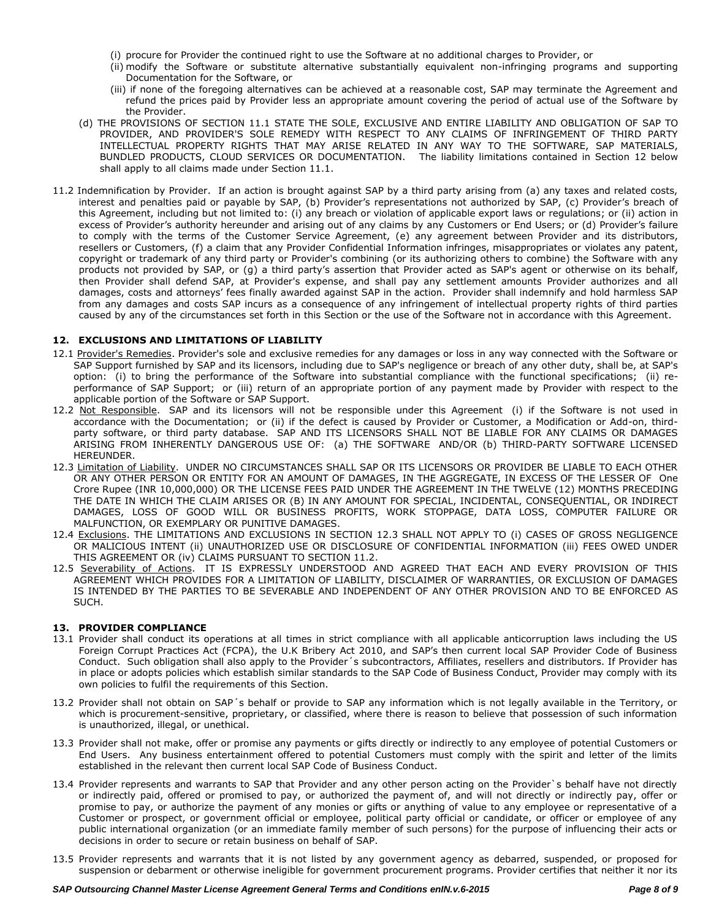(i) procure for Provider the continued right to use the Software at no additional charges to Provider, or

(ii) modify the Software or substitute alternative substantially equivalent non-infringing programs and supporting Documentation for the Software, or

(iii) if none of the foregoing alternatives can be achieved at a reasonable cost, SAP may terminate the Agreement and refund the prices paid by Provider less an appropriate amount covering the period of actual use of the Software by the Provider.

(d) THE PROVISIONS OF SECTION 11.1 STATE THE SOLE, EXCLUSIVE AND ENTIRE LIABILITY AND OBLIGATION OF SAP TO PROVIDER, AND PROVIDER'S SOLE REMEDY WITH RESPECT TO ANY CLAIMS OF INFRINGEMENT OF THIRD PARTY INTELLECTUAL PROPERTY RIGHTS THAT MAY ARISE RELATED IN ANY WAY TO THE SOFTWARE, SAP MATERIALS, BUNDLED PRODUCTS, CLOUD SERVICES OR DOCUMENTATION. The liability limitations contained in Section 12 below shall apply to all claims made under Section 11.1.

11.2 Indemnification by Provider. If an action is brought against SAP by a third party arising from (a) any taxes and related costs, interest and penalties paid or payable by SAP, (b) Provider's representations not authorized by SAP, (c) Provider's breach of this Agreement, including but not limited to: (i) any breach or violation of applicable export laws or regulations; or (ii) action in excess of Provider's authority hereunder and arising out of any claims by any Customers or End Users; or (d) Provider's failure to comply with the terms of the Customer Service Agreement, (e) any agreement between Provider and its distributors, resellers or Customers, (f) a claim that any Provider Confidential Information infringes, misappropriates or violates any patent, copyright or trademark of any third party or Provider's combining (or its authorizing others to combine) the Software with any products not provided by SAP, or (g) a third party's assertion that Provider acted as SAP's agent or otherwise on its behalf, then Provider shall defend SAP, at Provider's expense, and shall pay any settlement amounts Provider authorizes and all damages, costs and attorneys' fees finally awarded against SAP in the action. Provider shall indemnify and hold harmless SAP from any damages and costs SAP incurs as a consequence of any infringement of intellectual property rights of third parties caused by any of the circumstances set forth in this Section or the use of the Software not in accordance with this Agreement.

## 12. EXCLUSIONS AND LIMITATIONS OF LIABILITY

12.1 Provider's Remedies. Provider's sole and exclusive remedies for any damages or loss in any way connected with the Software or SAP Support furnished by SAP and its licensors, including due to SAP's negligence or breach of any other duty, shall be, at SAP's option: (i) to bring the performance of the Software into substantial compliance with the functional specifications; (ii) re-performance of SAP Support; or (iii) return of an appropriate portion of any payment made by Provider with respect to the applicable portion of the Software or SAP Support.

12.2 Not Responsible. SAP and its licensors will not be responsible under this Agreement (i) if the Software is not used in accordance with the Documentation; or (ii) if the defect is caused by Provider or Customer, a Modification or Add-on, third-party software, or third party database. SAP AND ITS LICENSORS SHALL NOT BE LIABLE FOR ANY CLAIMS OR DAMAGES ARISING FROM INHERENTLY DANGEROUS USE OF: (a) THE SOFTWARE AND/OR (b) THIRD-PARTY SOFTWARE LICENSED HEREUNDER.

12.3 Limitation of Liability. UNDER NO CIRCUMSTANCES SHALL SAP OR ITS LICENSORS OR PROVIDER BE LIABLE TO EACH OTHER OR ANY OTHER PERSON OR ENTITY FOR AN AMOUNT OF DAMAGES, IN THE AGGREGATE, IN EXCESS OF THE LESSER OF One Crore Rupee (INR 10,000,000) OR THE LICENSE FEES PAID UNDER THE AGREEMENT IN THE TWELVE (12) MONTHS PRECEDING THE DATE IN WHICH THE CLAIM ARISES OR (B) IN ANY AMOUNT FOR SPECIAL, INCIDENTAL, CONSEQUENTIAL, OR INDIRECT DAMAGES, LOSS OF GOOD WILL OR BUSINESS PROFITS, WORK STOPPAGE, DATA LOSS, COMPUTER FAILURE OR MALFUNCTION, OR EXEMPLARY OR PUNITIVE DAMAGES.

12.4 Exclusions. THE LIMITATIONS AND EXCLUSIONS IN SECTION 12.3 SHALL NOT APPLY TO (i) CASES OF GROSS NEGLIGENCE OR MALICIOUS INTENT (ii) UNAUTHORIZED USE OR DISCLOSURE OF CONFIDENTIAL INFORMATION (iii) FEES OWED UNDER THIS AGREEMENT OR (iv) CLAIMS PURSUANT TO SECTION 11.2.

12.5 Severability of Actions. IT IS EXPRESSLY UNDERSTOOD AND AGREED THAT EACH AND EVERY PROVISION OF THIS AGREEMENT WHICH PROVIDES FOR A LIMITATION OF LIABILITY, DISCLAIMER OF WARRANTIES, OR EXCLUSION OF DAMAGES IS INTENDED BY THE PARTIES TO BE SEVERABLE AND INDEPENDENT OF ANY OTHER PROVISION AND TO BE ENFORCED AS SUCH.

## 13. PROVIDER COMPLIANCE

13.1 Provider shall conduct its operations at all times in strict compliance with all applicable anticorruption laws including the US Foreign Corrupt Practices Act (FCPA), the U.K Bribery Act 2010, and SAP's then current local SAP Provider Code of Business Conduct. Such obligation shall also apply to the Provider´s subcontractors, Affiliates, resellers and distributors. If Provider has in place or adopts policies which establish similar standards to the SAP Code of Business Conduct, Provider may comply with its own policies to fulfil the requirements of this Section.

13.2 Provider shall not obtain on SAP´s behalf or provide to SAP any information which is not legally available in the Territory, or which is procurement-sensitive, proprietary, or classified, where there is reason to believe that possession of such information is unauthorized, illegal, or unethical.

13.3 Provider shall not make, offer or promise any payments or gifts directly or indirectly to any employee of potential Customers or End Users. Any business entertainment offered to potential Customers must comply with the spirit and letter of the limits established in the relevant then current local SAP Code of Business Conduct.

13.4 Provider represents and warrants to SAP that Provider and any other person acting on the Provider`s behalf have not directly or indirectly paid, offered or promised to pay, or authorized the payment of, and will not directly or indirectly pay, offer or promise to pay, or authorize the payment of any monies or gifts or anything of value to any employee or representative of a Customer or prospect, or government official or employee, political party official or candidate, or officer or employee of any public international organization (or an immediate family member of such persons) for the purpose of influencing their acts or decisions in order to secure or retain business on behalf of SAP.

13.5 Provider represents and warrants that it is not listed by any government agency as debarred, suspended, or proposed for suspension or debarment or otherwise ineligible for government procurement programs. Provider certifies that neither it nor its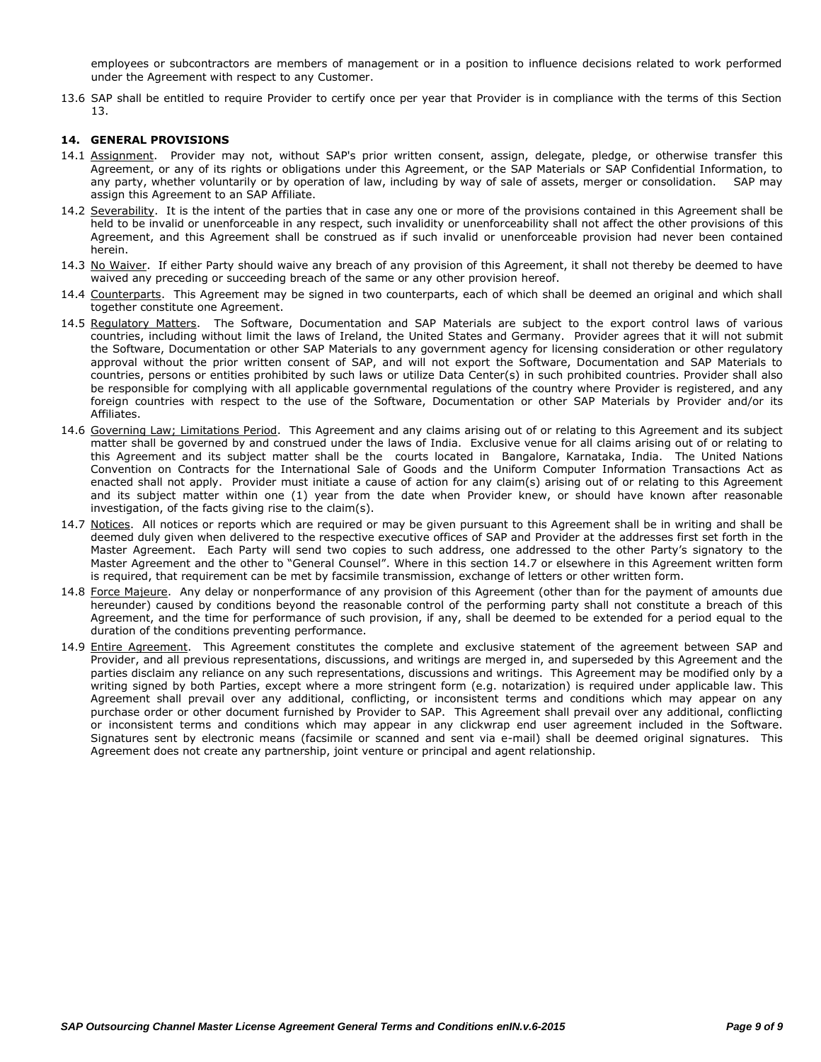employees or subcontractors are members of management or in a position to influence decisions related to work performed under the Agreement with respect to any Customer.

13.6 SAP shall be entitled to require Provider to certify once per year that Provider is in compliance with the terms of this Section 13.

## 14. GENERAL PROVISIONS

14.1 Assignment. Provider may not, without SAP's prior written consent, assign, delegate, pledge, or otherwise transfer this Agreement, or any of its rights or obligations under this Agreement, or the SAP Materials or SAP Confidential Information, to any party, whether voluntarily or by operation of law, including by way of sale of assets, merger or consolidation. SAP may assign this Agreement to an SAP Affiliate.

14.2 Severability. It is the intent of the parties that in case any one or more of the provisions contained in this Agreement shall be held to be invalid or unenforceable in any respect, such invalidity or unenforceability shall not affect the other provisions of this Agreement, and this Agreement shall be construed as if such invalid or unenforceable provision had never been contained herein.

14.3 No Waiver. If either Party should waive any breach of any provision of this Agreement, it shall not thereby be deemed to have waived any preceding or succeeding breach of the same or any other provision hereof.

14.4 Counterparts. This Agreement may be signed in two counterparts, each of which shall be deemed an original and which shall together constitute one Agreement.

14.5 Regulatory Matters. The Software, Documentation and SAP Materials are subject to the export control laws of various countries, including without limit the laws of Ireland, the United States and Germany. Provider agrees that it will not submit the Software, Documentation or other SAP Materials to any government agency for licensing consideration or other regulatory approval without the prior written consent of SAP, and will not export the Software, Documentation and SAP Materials to countries, persons or entities prohibited by such laws or utilize Data Center(s) in such prohibited countries. Provider shall also be responsible for complying with all applicable governmental regulations of the country where Provider is registered, and any foreign countries with respect to the use of the Software, Documentation or other SAP Materials by Provider and/or its Affiliates.

14.6 Governing Law; Limitations Period. This Agreement and any claims arising out of or relating to this Agreement and its subject matter shall be governed by and construed under the laws of India. Exclusive venue for all claims arising out of or relating to this Agreement and its subject matter shall be the courts located in Bangalore, Karnataka, India. The United Nations Convention on Contracts for the International Sale of Goods and the Uniform Computer Information Transactions Act as enacted shall not apply. Provider must initiate a cause of action for any claim(s) arising out of or relating to this Agreement and its subject matter within one (1) year from the date when Provider knew, or should have known after reasonable investigation, of the facts giving rise to the claim(s).

14.7 Notices. All notices or reports which are required or may be given pursuant to this Agreement shall be in writing and shall be deemed duly given when delivered to the respective executive offices of SAP and Provider at the addresses first set forth in the Master Agreement. Each Party will send two copies to such address, one addressed to the other Party's signatory to the Master Agreement and the other to "General Counsel". Where in this section 14.7 or elsewhere in this Agreement written form is required, that requirement can be met by facsimile transmission, exchange of letters or other written form.

14.8 Force Majeure. Any delay or nonperformance of any provision of this Agreement (other than for the payment of amounts due hereunder) caused by conditions beyond the reasonable control of the performing party shall not constitute a breach of this Agreement, and the time for performance of such provision, if any, shall be deemed to be extended for a period equal to the duration of the conditions preventing performance.

14.9 Entire Agreement. This Agreement constitutes the complete and exclusive statement of the agreement between SAP and Provider, and all previous representations, discussions, and writings are merged in, and superseded by this Agreement and the parties disclaim any reliance on any such representations, discussions and writings. This Agreement may be modified only by a writing signed by both Parties, except where a more stringent form (e.g. notarization) is required under applicable law. This Agreement shall prevail over any additional, conflicting, or inconsistent terms and conditions which may appear on any purchase order or other document furnished by Provider to SAP. This Agreement shall prevail over any additional, conflicting or inconsistent terms and conditions which may appear in any clickwrap end user agreement included in the Software. Signatures sent by electronic means (facsimile or scanned and sent via e-mail) shall be deemed original signatures. This Agreement does not create any partnership, joint venture or principal and agent relationship.